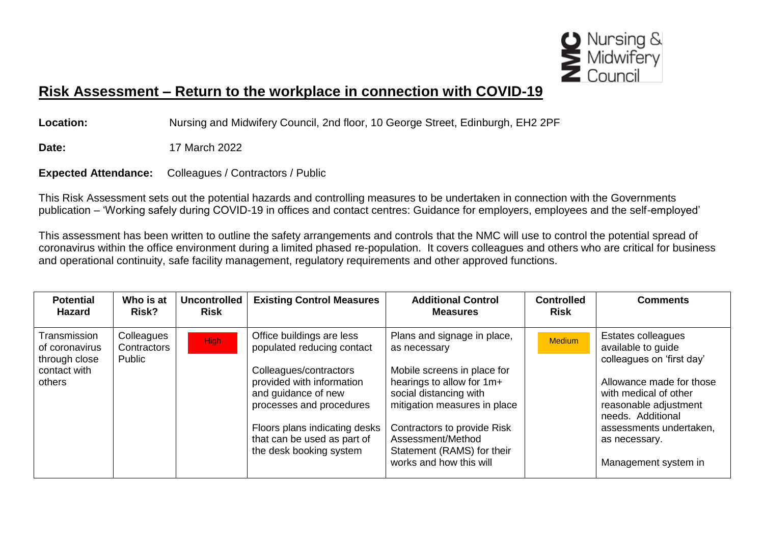Nursing & Midwifery Council

# Risk Assessment – Return to the workplace in connection with COVID-19

**Location:** Nursing and Midwifery Council, 2nd floor, 10 George Street, Edinburgh, EH2 2PF

**Date:** 17 March 2022

**Expected Attendance:** Colleagues / Contractors / Public

This Risk Assessment sets out the potential hazards and controlling measures to be undertaken in connection with the Governments publication – 'Working safely during COVID-19 in offices and contact centres: Guidance for employers, employees and the self-employed'

This assessment has been written to outline the safety arrangements and controls that the NMC will use to control the potential spread of coronavirus within the office environment during a limited phased re-population. It covers colleagues and others who are critical for business and operational continuity, safe facility management, regulatory requirements and other approved functions.

| Potential Hazard | Who is at Risk? | Uncontrolled Risk | Existing Control Measures | Additional Control Measures | Controlled Risk | Comments |
|---|---|---|---|---|---|---|
| Transmission of coronavirus through close contact with others | Colleagues<br>Contractors<br>Public | High | Office buildings are less populated reducing contact<br><br>Colleagues/contractors provided with information and guidance of new processes and procedures<br><br>Floors plans indicating desks that can be used as part of the desk booking system | Plans and signage in place, as necessary<br><br>Mobile screens in place for hearings to allow for 1m+ social distancing with mitigation measures in place<br><br>Contractors to provide Risk Assessment/Method Statement (RAMS) for their works and how this will | Medium | Estates colleagues available to guide colleagues on 'first day'<br><br>Allowance made for those with medical of other reasonable adjustment needs. Additional assessments undertaken, as necessary.<br><br>Management system in |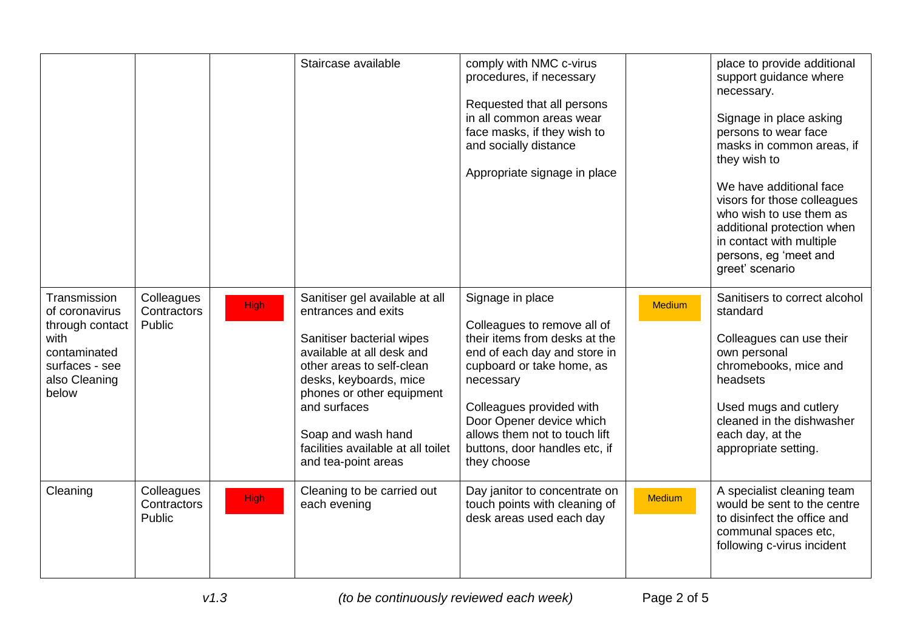| | | | | | | |
|---|---|---|---|---|---|---|
| | | | Staircase available | comply with NMC c-virus procedures, if necessary<br><br>Requested that all persons in all common areas wear face masks, if they wish to and socially distance<br><br>Appropriate signage in place | | place to provide additional support guidance where necessary.<br><br>Signage in place asking persons to wear face masks in common areas, if they wish to<br><br>We have additional face visors for those colleagues who wish to use them as additional protection when in contact with multiple persons, eg 'meet and greet' scenario |
| Transmission of coronavirus through contact with contaminated surfaces - see also Cleaning below | Colleagues<br>Contractors<br>Public | High | Sanitiser gel available at all entrances and exits<br><br>Sanitiser bacterial wipes available at all desk and other areas to self-clean desks, keyboards, mice phones or other equipment and surfaces<br><br>Soap and wash hand facilities available at all toilet and tea-point areas | Signage in place<br><br>Colleagues to remove all of their items from desks at the end of each day and store in cupboard or take home, as necessary<br><br>Colleagues provided with Door Opener device which allows them not to touch lift buttons, door handles etc, if they choose | Medium | Sanitisers to correct alcohol standard<br><br>Colleagues can use their own personal chromebooks, mice and headsets<br><br>Used mugs and cutlery cleaned in the dishwasher each day, at the appropriate setting. |
| Cleaning | Colleagues<br>Contractors<br>Public | High | Cleaning to be carried out each evening | Day janitor to concentrate on touch points with cleaning of desk areas used each day | Medium | A specialist cleaning team would be sent to the centre to disinfect the office and communal spaces etc, following c-virus incident |

*v1.3* *(to be continuously reviewed each week)*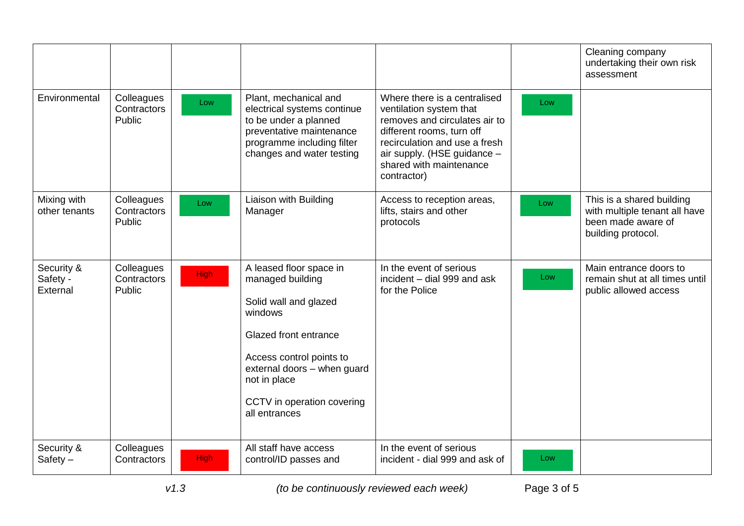| | | | | | | |
|---|---|---|---|---|---|---|
| | | | | | | Cleaning company undertaking their own risk assessment |
| Environmental | Colleagues Contractors Public | Low | Plant, mechanical and electrical systems continue to be under a planned preventative maintenance programme including filter changes and water testing | Where there is a centralised ventilation system that removes and circulates air to different rooms, turn off recirculation and use a fresh air supply. (HSE guidance – shared with maintenance contractor) | Low | |
| Mixing with other tenants | Colleagues Contractors Public | Low | Liaison with Building Manager | Access to reception areas, lifts, stairs and other protocols | Low | This is a shared building with multiple tenant all have been made aware of building protocol. |
| Security & Safety - External | Colleagues Contractors Public | High | A leased floor space in managed building<br><br>Solid wall and glazed windows<br><br>Glazed front entrance<br><br>Access control points to external doors – when guard not in place<br><br>CCTV in operation covering all entrances | In the event of serious incident – dial 999 and ask for the Police | Low | Main entrance doors to remain shut at all times until public allowed access |
| Security & Safety – | Colleagues Contractors | High | All staff have access control/ID passes and | In the event of serious incident - dial 999 and ask of | Low | |

*v1.3* *(to be continuously reviewed each week)*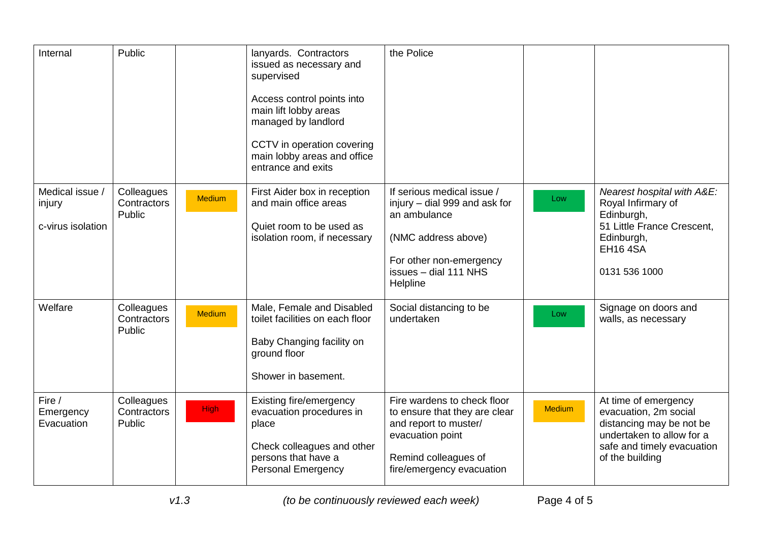| Internal | Public | | lanyards. Contractors issued as necessary and supervised<br><br>Access control points into main lift lobby areas managed by landlord<br><br>CCTV in operation covering main lobby areas and office entrance and exits | the Police | | |
|---|---|---|---|---|---|---|
| Medical issue / injury<br><br>c-virus isolation | Colleagues<br>Contractors<br>Public | Medium | First Aider box in reception and main office areas<br><br>Quiet room to be used as isolation room, if necessary | If serious medical issue / injury – dial 999 and ask for an ambulance<br><br>(NMC address above)<br><br>For other non-emergency issues – dial 111 NHS Helpline | Low | *Nearest hospital with A&E:*<br>Royal Infirmary of Edinburgh,<br>51 Little France Crescent, Edinburgh,<br>EH16 4SA<br><br>0131 536 1000 |
| Welfare | Colleagues<br>Contractors<br>Public | Medium | Male, Female and Disabled toilet facilities on each floor<br><br>Baby Changing facility on ground floor<br><br>Shower in basement. | Social distancing to be undertaken | Low | Signage on doors and walls, as necessary |
| Fire / Emergency Evacuation | Colleagues<br>Contractors<br>Public | High | Existing fire/emergency evacuation procedures in place<br><br>Check colleagues and other persons that have a Personal Emergency | Fire wardens to check floor to ensure that they are clear and report to muster/ evacuation point<br><br>Remind colleagues of fire/emergency evacuation | Medium | At time of emergency evacuation, 2m social distancing may be not be undertaken to allow for a safe and timely evacuation of the building |

*v1.3* *(to be continuously reviewed each week)*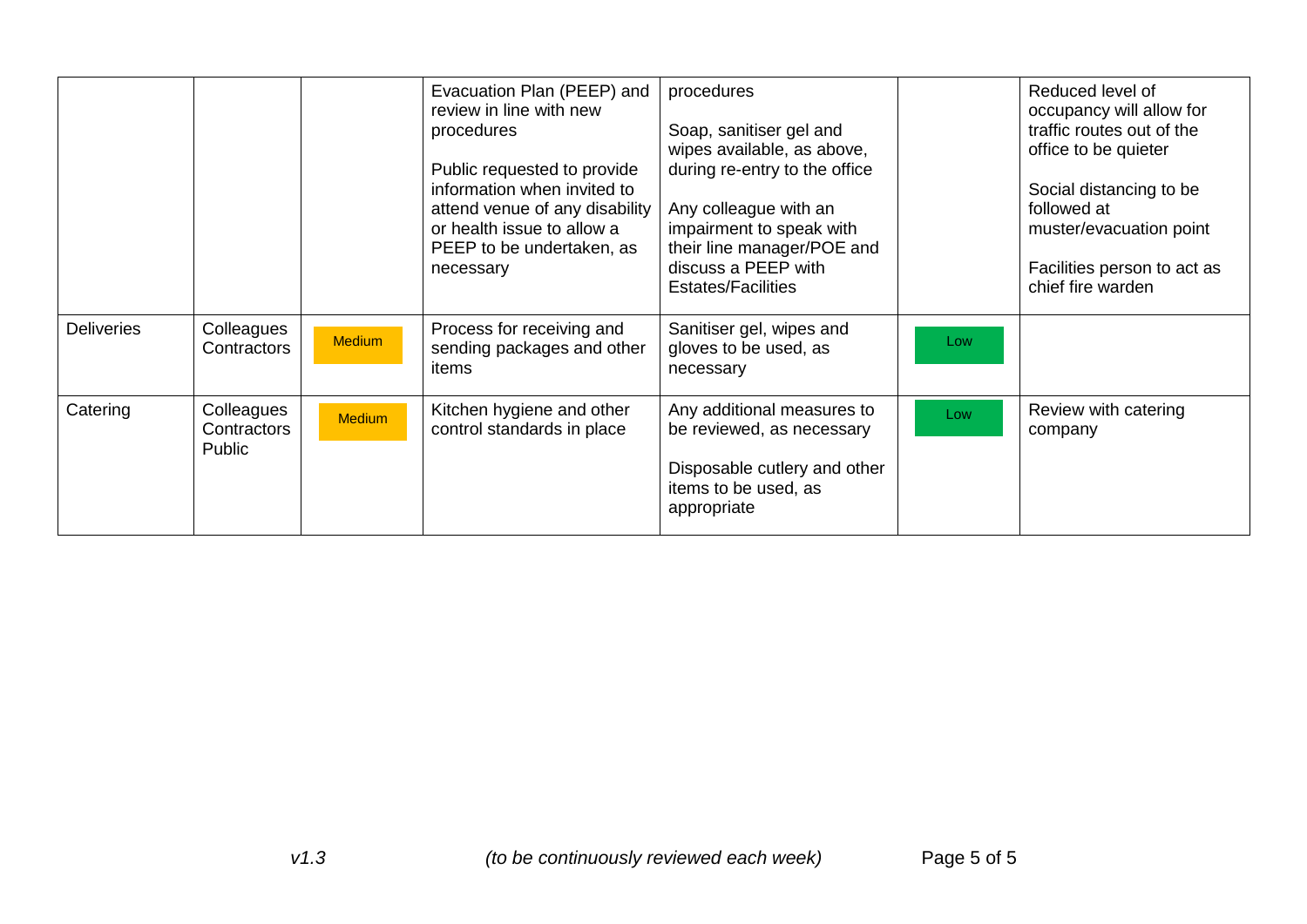| | | | | | | |
|---|---|---|---|---|---|---|
| | | | Evacuation Plan (PEEP) and review in line with new procedures<br><br>Public requested to provide information when invited to attend venue of any disability or health issue to allow a PEEP to be undertaken, as necessary | procedures<br><br>Soap, sanitiser gel and wipes available, as above, during re-entry to the office<br><br>Any colleague with an impairment to speak with their line manager/POE and discuss a PEEP with Estates/Facilities | | Reduced level of occupancy will allow for traffic routes out of the office to be quieter<br><br>Social distancing to be followed at muster/evacuation point<br><br>Facilities person to act as chief fire warden |
| Deliveries | Colleagues<br>Contractors | Medium | Process for receiving and sending packages and other items | Sanitiser gel, wipes and gloves to be used, as necessary | Low | |
| Catering | Colleagues<br>Contractors<br>Public | Medium | Kitchen hygiene and other control standards in place | Any additional measures to be reviewed, as necessary<br><br>Disposable cutlery and other items to be used, as appropriate | Low | Review with catering company |

*v1.3* *(to be continuously reviewed each week)*